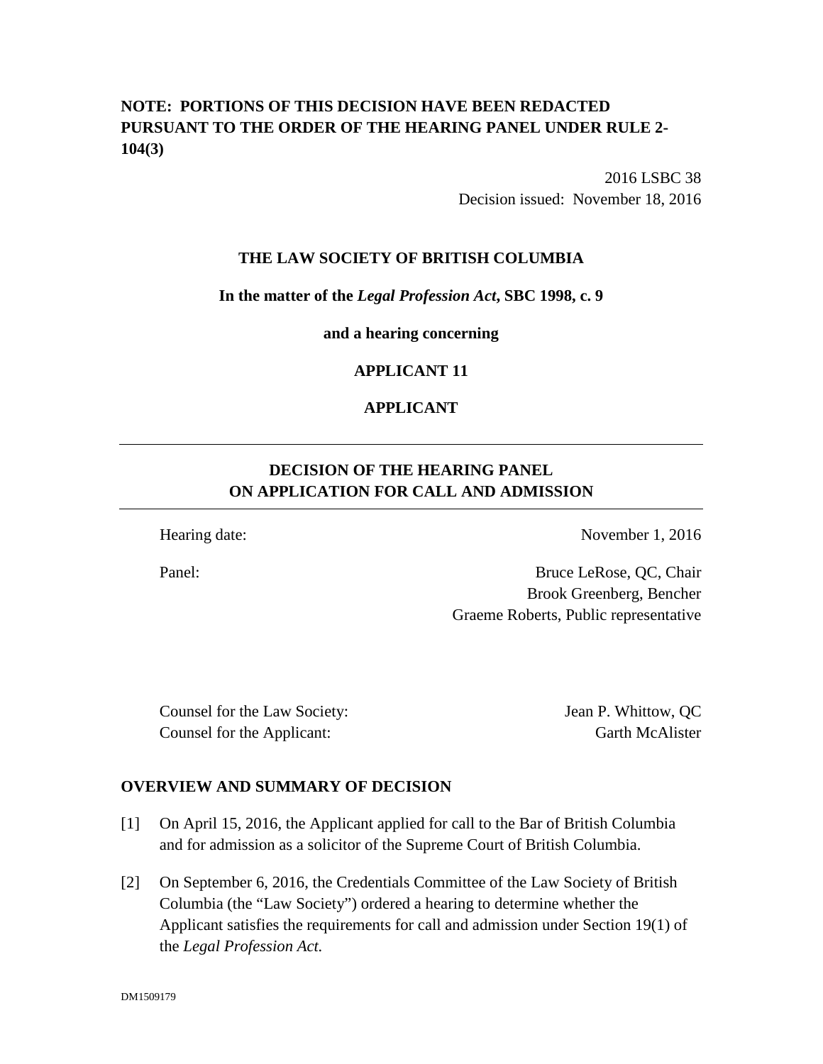**NOTE: PORTIONS OF THIS DECISION HAVE BEEN REDACTED PURSUANT TO THE ORDER OF THE HEARING PANEL UNDER RULE 2-104(3)**

2016 LSBC 38
Decision issued: November 18, 2016

**THE LAW SOCIETY OF BRITISH COLUMBIA**

**In the matter of the *Legal Profession Act*, SBC 1998, c. 9**

**and a hearing concerning**

**APPLICANT 11**

**APPLICANT**

---

## DECISION OF THE HEARING PANEL ON APPLICATION FOR CALL AND ADMISSION

---

Hearing date: November 1, 2016

Panel: Bruce LeRose, QC, Chair
Brook Greenberg, Bencher
Graeme Roberts, Public representative

Counsel for the Law Society: Jean P. Whittow, QC
Counsel for the Applicant: Garth McAlister

## OVERVIEW AND SUMMARY OF DECISION

[1] On April 15, 2016, the Applicant applied for call to the Bar of British Columbia and for admission as a solicitor of the Supreme Court of British Columbia.

[2] On September 6, 2016, the Credentials Committee of the Law Society of British Columbia (the "Law Society") ordered a hearing to determine whether the Applicant satisfies the requirements for call and admission under Section 19(1) of the *Legal Profession Act*.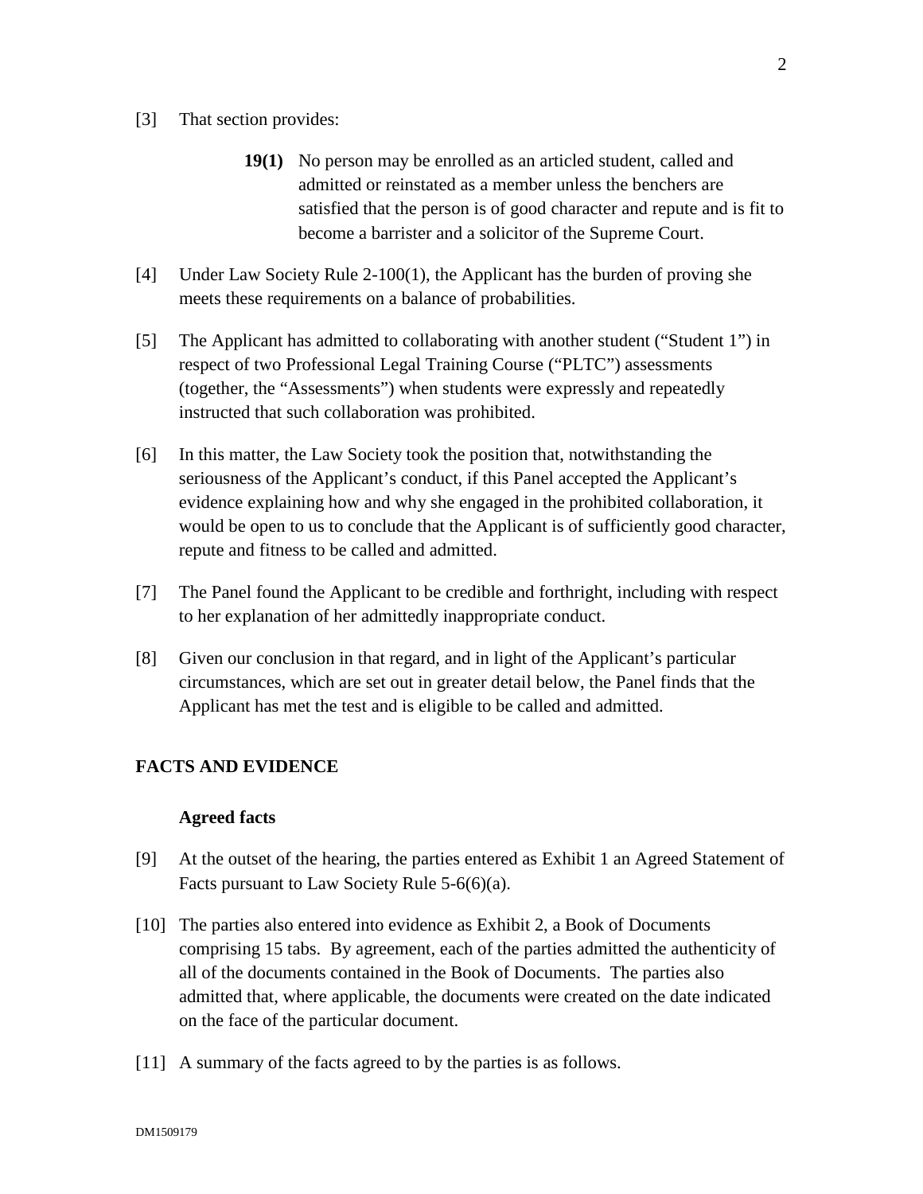[3] That section provides:

> **19(1)** No person may be enrolled as an articled student, called and admitted or reinstated as a member unless the benchers are satisfied that the person is of good character and repute and is fit to become a barrister and a solicitor of the Supreme Court.

[4] Under Law Society Rule 2-100(1), the Applicant has the burden of proving she meets these requirements on a balance of probabilities.

[5] The Applicant has admitted to collaborating with another student ("Student 1") in respect of two Professional Legal Training Course ("PLTC") assessments (together, the "Assessments") when students were expressly and repeatedly instructed that such collaboration was prohibited.

[6] In this matter, the Law Society took the position that, notwithstanding the seriousness of the Applicant's conduct, if this Panel accepted the Applicant's evidence explaining how and why she engaged in the prohibited collaboration, it would be open to us to conclude that the Applicant is of sufficiently good character, repute and fitness to be called and admitted.

[7] The Panel found the Applicant to be credible and forthright, including with respect to her explanation of her admittedly inappropriate conduct.

[8] Given our conclusion in that regard, and in light of the Applicant's particular circumstances, which are set out in greater detail below, the Panel finds that the Applicant has met the test and is eligible to be called and admitted.

## FACTS AND EVIDENCE

### Agreed facts

[9] At the outset of the hearing, the parties entered as Exhibit 1 an Agreed Statement of Facts pursuant to Law Society Rule 5-6(6)(a).

[10] The parties also entered into evidence as Exhibit 2, a Book of Documents comprising 15 tabs. By agreement, each of the parties admitted the authenticity of all of the documents contained in the Book of Documents. The parties also admitted that, where applicable, the documents were created on the date indicated on the face of the particular document.

[11] A summary of the facts agreed to by the parties is as follows.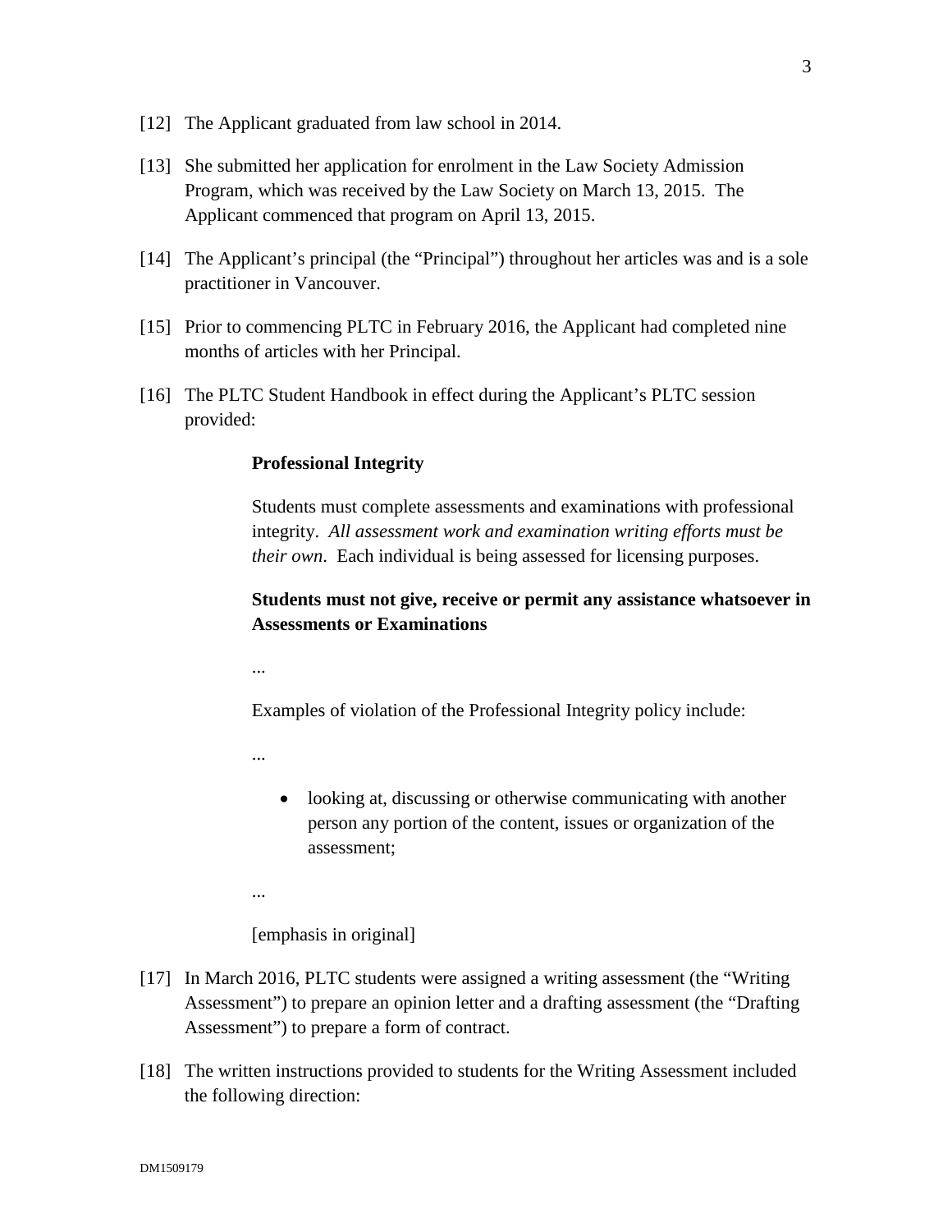[12] The Applicant graduated from law school in 2014.

[13] She submitted her application for enrolment in the Law Society Admission Program, which was received by the Law Society on March 13, 2015. The Applicant commenced that program on April 13, 2015.

[14] The Applicant's principal (the "Principal") throughout her articles was and is a sole practitioner in Vancouver.

[15] Prior to commencing PLTC in February 2016, the Applicant had completed nine months of articles with her Principal.

[16] The PLTC Student Handbook in effect during the Applicant's PLTC session provided:

> **Professional Integrity**
>
> Students must complete assessments and examinations with professional integrity. *All assessment work and examination writing efforts must be their own*. Each individual is being assessed for licensing purposes.
>
> **Students must not give, receive or permit any assistance whatsoever in Assessments or Examinations**
>
> ...
>
> Examples of violation of the Professional Integrity policy include:
>
> ...
>
> - looking at, discussing or otherwise communicating with another person any portion of the content, issues or organization of the assessment;
>
> ...
>
> [emphasis in original]

[17] In March 2016, PLTC students were assigned a writing assessment (the "Writing Assessment") to prepare an opinion letter and a drafting assessment (the "Drafting Assessment") to prepare a form of contract.

[18] The written instructions provided to students for the Writing Assessment included the following direction: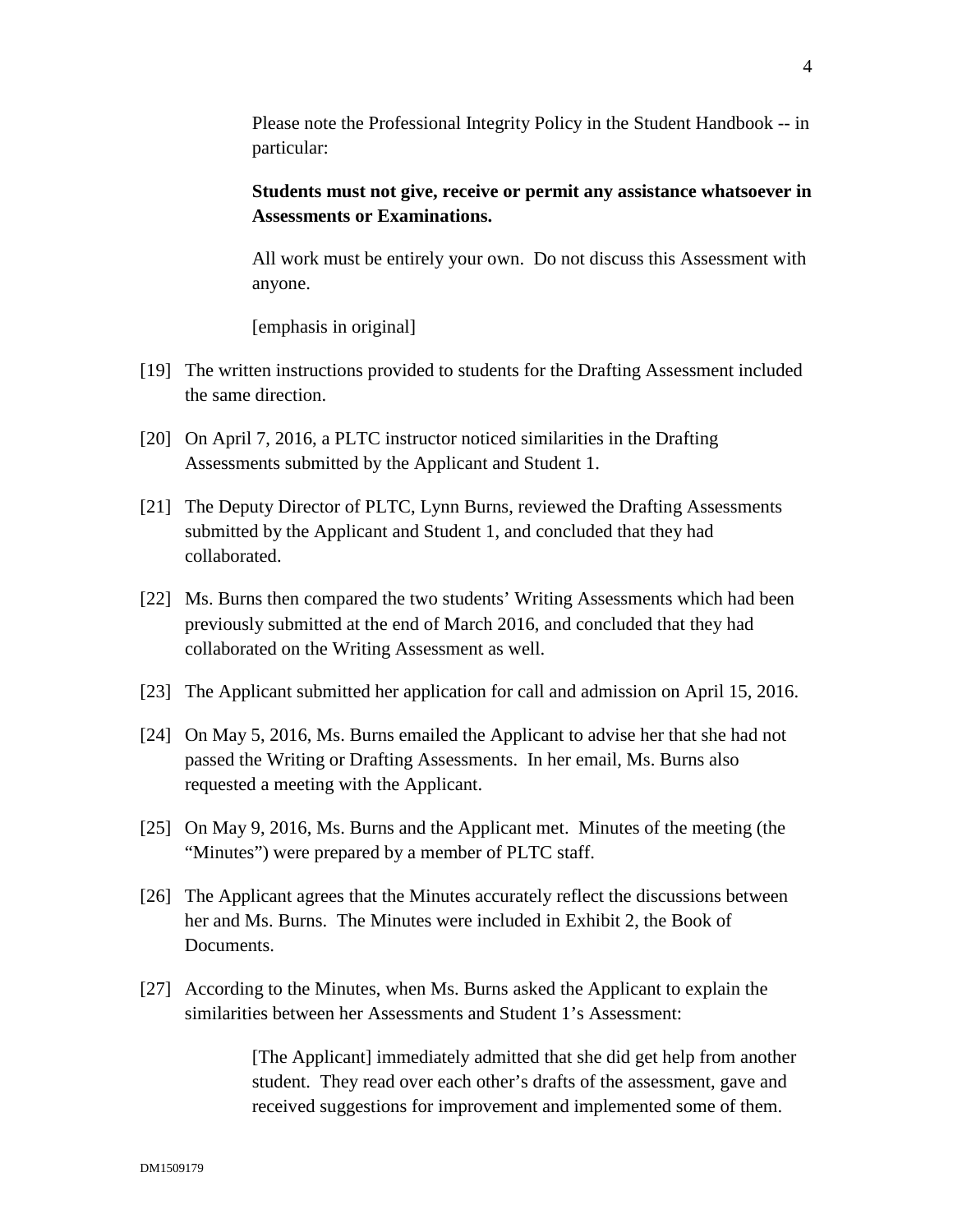> Please note the Professional Integrity Policy in the Student Handbook -- in particular:
>
> **Students must not give, receive or permit any assistance whatsoever in Assessments or Examinations.**
>
> All work must be entirely your own. Do not discuss this Assessment with anyone.
>
> [emphasis in original]

[19] The written instructions provided to students for the Drafting Assessment included the same direction.

[20] On April 7, 2016, a PLTC instructor noticed similarities in the Drafting Assessments submitted by the Applicant and Student 1.

[21] The Deputy Director of PLTC, Lynn Burns, reviewed the Drafting Assessments submitted by the Applicant and Student 1, and concluded that they had collaborated.

[22] Ms. Burns then compared the two students' Writing Assessments which had been previously submitted at the end of March 2016, and concluded that they had collaborated on the Writing Assessment as well.

[23] The Applicant submitted her application for call and admission on April 15, 2016.

[24] On May 5, 2016, Ms. Burns emailed the Applicant to advise her that she had not passed the Writing or Drafting Assessments. In her email, Ms. Burns also requested a meeting with the Applicant.

[25] On May 9, 2016, Ms. Burns and the Applicant met. Minutes of the meeting (the "Minutes") were prepared by a member of PLTC staff.

[26] The Applicant agrees that the Minutes accurately reflect the discussions between her and Ms. Burns. The Minutes were included in Exhibit 2, the Book of Documents.

[27] According to the Minutes, when Ms. Burns asked the Applicant to explain the similarities between her Assessments and Student 1's Assessment:

> [The Applicant] immediately admitted that she did get help from another student. They read over each other's drafts of the assessment, gave and received suggestions for improvement and implemented some of them.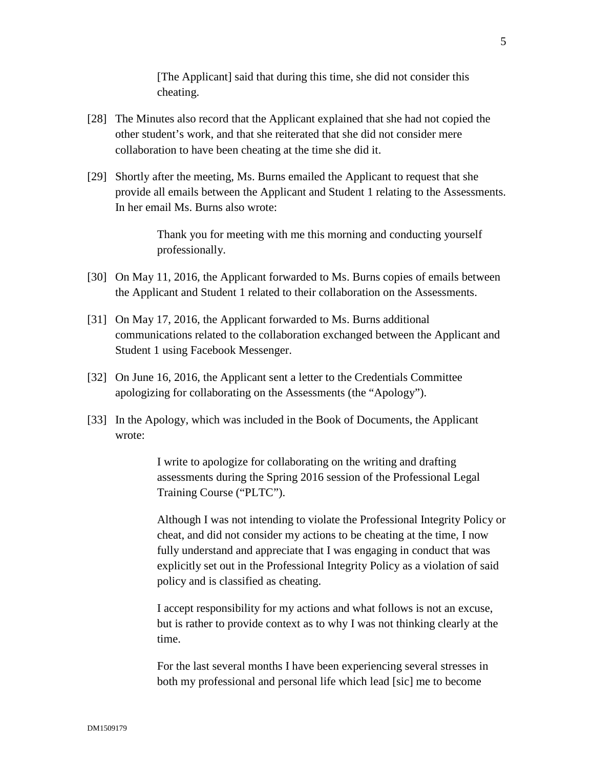> [The Applicant] said that during this time, she did not consider this cheating.

[28] The Minutes also record that the Applicant explained that she had not copied the other student's work, and that she reiterated that she did not consider mere collaboration to have been cheating at the time she did it.

[29] Shortly after the meeting, Ms. Burns emailed the Applicant to request that she provide all emails between the Applicant and Student 1 relating to the Assessments. In her email Ms. Burns also wrote:

> Thank you for meeting with me this morning and conducting yourself professionally.

[30] On May 11, 2016, the Applicant forwarded to Ms. Burns copies of emails between the Applicant and Student 1 related to their collaboration on the Assessments.

[31] On May 17, 2016, the Applicant forwarded to Ms. Burns additional communications related to the collaboration exchanged between the Applicant and Student 1 using Facebook Messenger.

[32] On June 16, 2016, the Applicant sent a letter to the Credentials Committee apologizing for collaborating on the Assessments (the "Apology").

[33] In the Apology, which was included in the Book of Documents, the Applicant wrote:

> I write to apologize for collaborating on the writing and drafting assessments during the Spring 2016 session of the Professional Legal Training Course ("PLTC").
>
> Although I was not intending to violate the Professional Integrity Policy or cheat, and did not consider my actions to be cheating at the time, I now fully understand and appreciate that I was engaging in conduct that was explicitly set out in the Professional Integrity Policy as a violation of said policy and is classified as cheating.
>
> I accept responsibility for my actions and what follows is not an excuse, but is rather to provide context as to why I was not thinking clearly at the time.
>
> For the last several months I have been experiencing several stresses in both my professional and personal life which lead [sic] me to become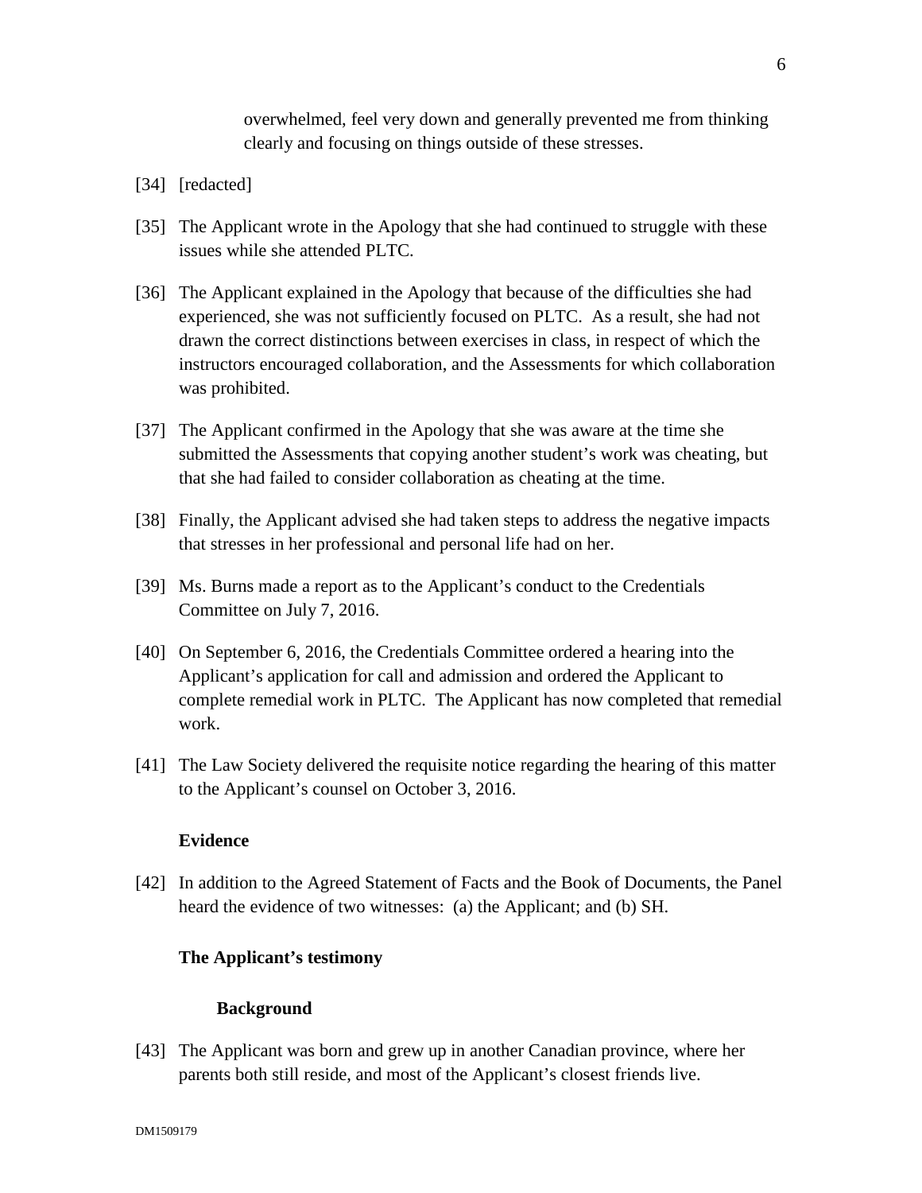overwhelmed, feel very down and generally prevented me from thinking clearly and focusing on things outside of these stresses.

[34] [redacted]

[35] The Applicant wrote in the Apology that she had continued to struggle with these issues while she attended PLTC.

[36] The Applicant explained in the Apology that because of the difficulties she had experienced, she was not sufficiently focused on PLTC. As a result, she had not drawn the correct distinctions between exercises in class, in respect of which the instructors encouraged collaboration, and the Assessments for which collaboration was prohibited.

[37] The Applicant confirmed in the Apology that she was aware at the time she submitted the Assessments that copying another student's work was cheating, but that she had failed to consider collaboration as cheating at the time.

[38] Finally, the Applicant advised she had taken steps to address the negative impacts that stresses in her professional and personal life had on her.

[39] Ms. Burns made a report as to the Applicant's conduct to the Credentials Committee on July 7, 2016.

[40] On September 6, 2016, the Credentials Committee ordered a hearing into the Applicant's application for call and admission and ordered the Applicant to complete remedial work in PLTC. The Applicant has now completed that remedial work.

[41] The Law Society delivered the requisite notice regarding the hearing of this matter to the Applicant's counsel on October 3, 2016.

## Evidence

[42] In addition to the Agreed Statement of Facts and the Book of Documents, the Panel heard the evidence of two witnesses: (a) the Applicant; and (b) SH.

### The Applicant's testimony

#### Background

[43] The Applicant was born and grew up in another Canadian province, where her parents both still reside, and most of the Applicant's closest friends live.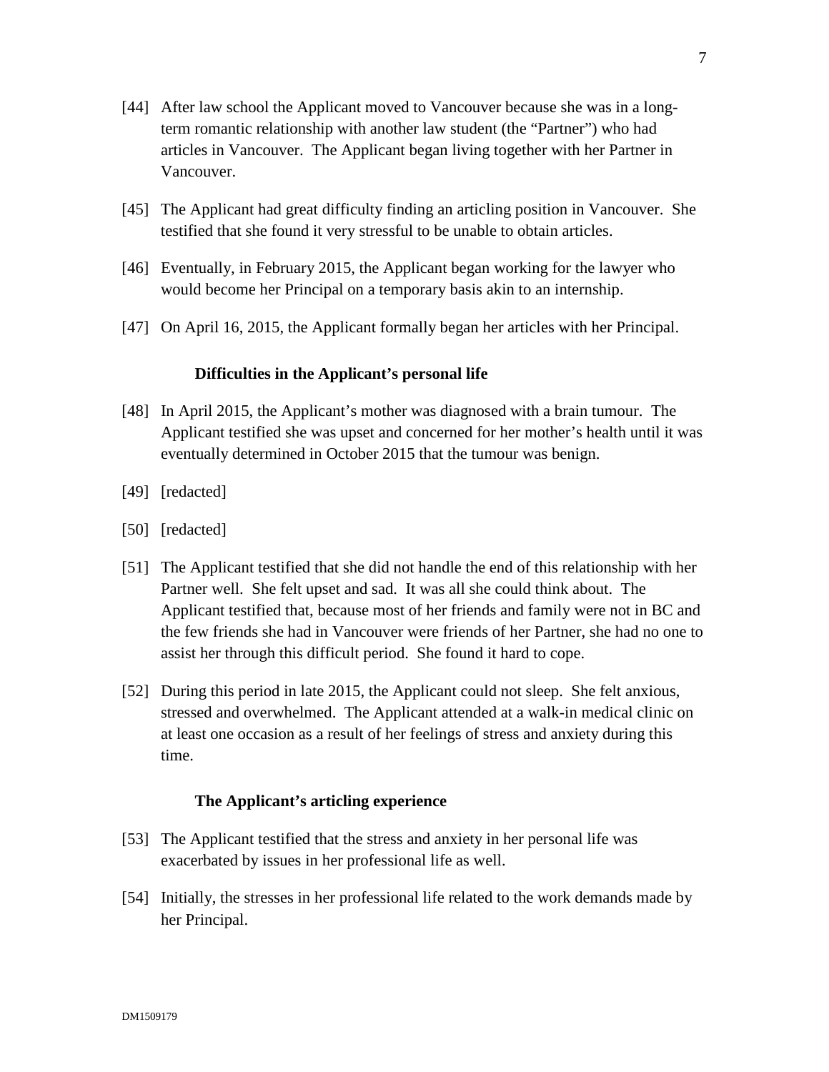[44] After law school the Applicant moved to Vancouver because she was in a long-term romantic relationship with another law student (the "Partner") who had articles in Vancouver. The Applicant began living together with her Partner in Vancouver.

[45] The Applicant had great difficulty finding an articling position in Vancouver. She testified that she found it very stressful to be unable to obtain articles.

[46] Eventually, in February 2015, the Applicant began working for the lawyer who would become her Principal on a temporary basis akin to an internship.

[47] On April 16, 2015, the Applicant formally began her articles with her Principal.

**Difficulties in the Applicant's personal life**

[48] In April 2015, the Applicant's mother was diagnosed with a brain tumour. The Applicant testified she was upset and concerned for her mother's health until it was eventually determined in October 2015 that the tumour was benign.

[49] [redacted]

[50] [redacted]

[51] The Applicant testified that she did not handle the end of this relationship with her Partner well. She felt upset and sad. It was all she could think about. The Applicant testified that, because most of her friends and family were not in BC and the few friends she had in Vancouver were friends of her Partner, she had no one to assist her through this difficult period. She found it hard to cope.

[52] During this period in late 2015, the Applicant could not sleep. She felt anxious, stressed and overwhelmed. The Applicant attended at a walk-in medical clinic on at least one occasion as a result of her feelings of stress and anxiety during this time.

**The Applicant's articling experience**

[53] The Applicant testified that the stress and anxiety in her personal life was exacerbated by issues in her professional life as well.

[54] Initially, the stresses in her professional life related to the work demands made by her Principal.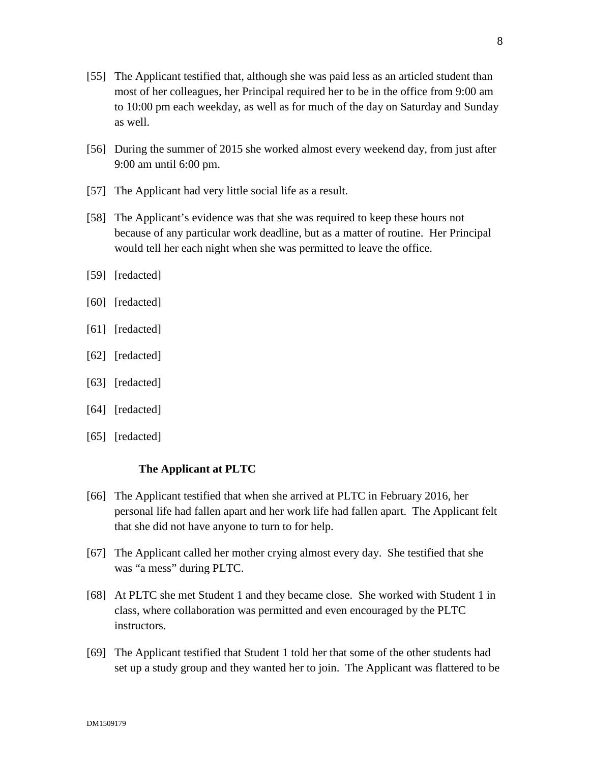[55] The Applicant testified that, although she was paid less as an articled student than most of her colleagues, her Principal required her to be in the office from 9:00 am to 10:00 pm each weekday, as well as for much of the day on Saturday and Sunday as well.

[56] During the summer of 2015 she worked almost every weekend day, from just after 9:00 am until 6:00 pm.

[57] The Applicant had very little social life as a result.

[58] The Applicant's evidence was that she was required to keep these hours not because of any particular work deadline, but as a matter of routine. Her Principal would tell her each night when she was permitted to leave the office.

[59] [redacted]

[60] [redacted]

[61] [redacted]

[62] [redacted]

[63] [redacted]

[64] [redacted]

[65] [redacted]

**The Applicant at PLTC**

[66] The Applicant testified that when she arrived at PLTC in February 2016, her personal life had fallen apart and her work life had fallen apart. The Applicant felt that she did not have anyone to turn to for help.

[67] The Applicant called her mother crying almost every day. She testified that she was "a mess" during PLTC.

[68] At PLTC she met Student 1 and they became close. She worked with Student 1 in class, where collaboration was permitted and even encouraged by the PLTC instructors.

[69] The Applicant testified that Student 1 told her that some of the other students had set up a study group and they wanted her to join. The Applicant was flattered to be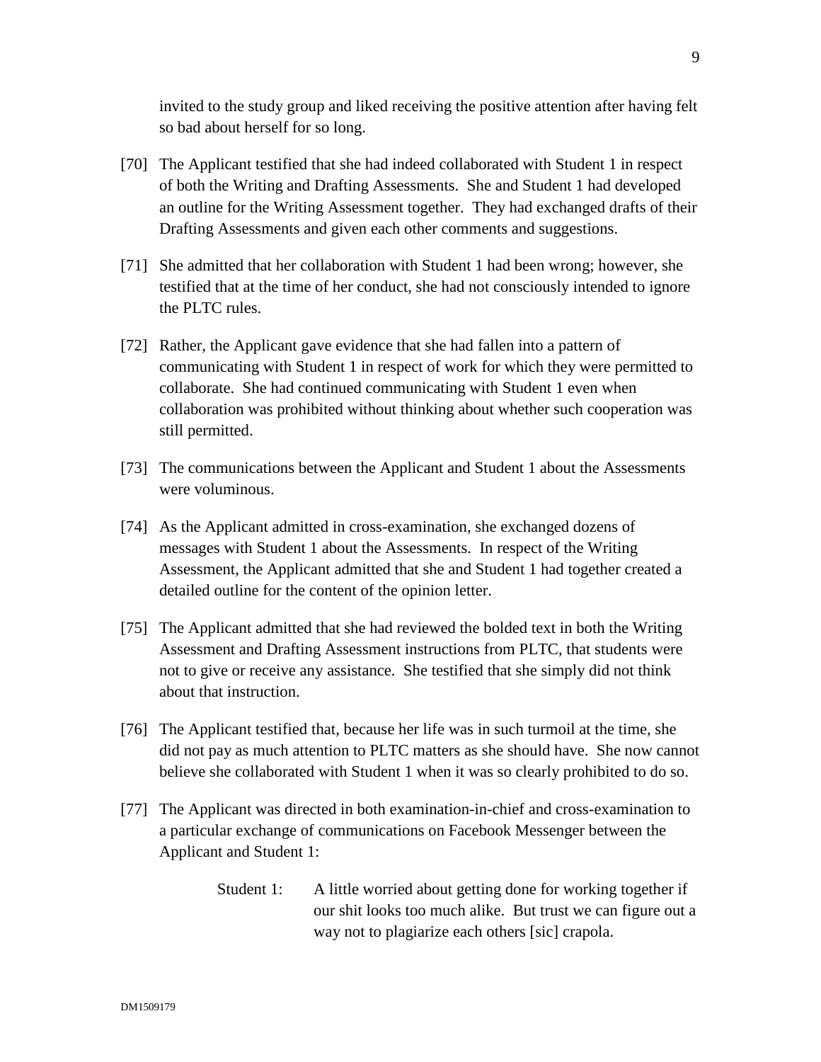invited to the study group and liked receiving the positive attention after having felt so bad about herself for so long.

[70] The Applicant testified that she had indeed collaborated with Student 1 in respect of both the Writing and Drafting Assessments. She and Student 1 had developed an outline for the Writing Assessment together. They had exchanged drafts of their Drafting Assessments and given each other comments and suggestions.

[71] She admitted that her collaboration with Student 1 had been wrong; however, she testified that at the time of her conduct, she had not consciously intended to ignore the PLTC rules.

[72] Rather, the Applicant gave evidence that she had fallen into a pattern of communicating with Student 1 in respect of work for which they were permitted to collaborate. She had continued communicating with Student 1 even when collaboration was prohibited without thinking about whether such cooperation was still permitted.

[73] The communications between the Applicant and Student 1 about the Assessments were voluminous.

[74] As the Applicant admitted in cross-examination, she exchanged dozens of messages with Student 1 about the Assessments. In respect of the Writing Assessment, the Applicant admitted that she and Student 1 had together created a detailed outline for the content of the opinion letter.

[75] The Applicant admitted that she had reviewed the bolded text in both the Writing Assessment and Drafting Assessment instructions from PLTC, that students were not to give or receive any assistance. She testified that she simply did not think about that instruction.

[76] The Applicant testified that, because her life was in such turmoil at the time, she did not pay as much attention to PLTC matters as she should have. She now cannot believe she collaborated with Student 1 when it was so clearly prohibited to do so.

[77] The Applicant was directed in both examination-in-chief and cross-examination to a particular exchange of communications on Facebook Messenger between the Applicant and Student 1:

> Student 1: A little worried about getting done for working together if our shit looks too much alike. But trust we can figure out a way not to plagiarize each others [sic] crapola.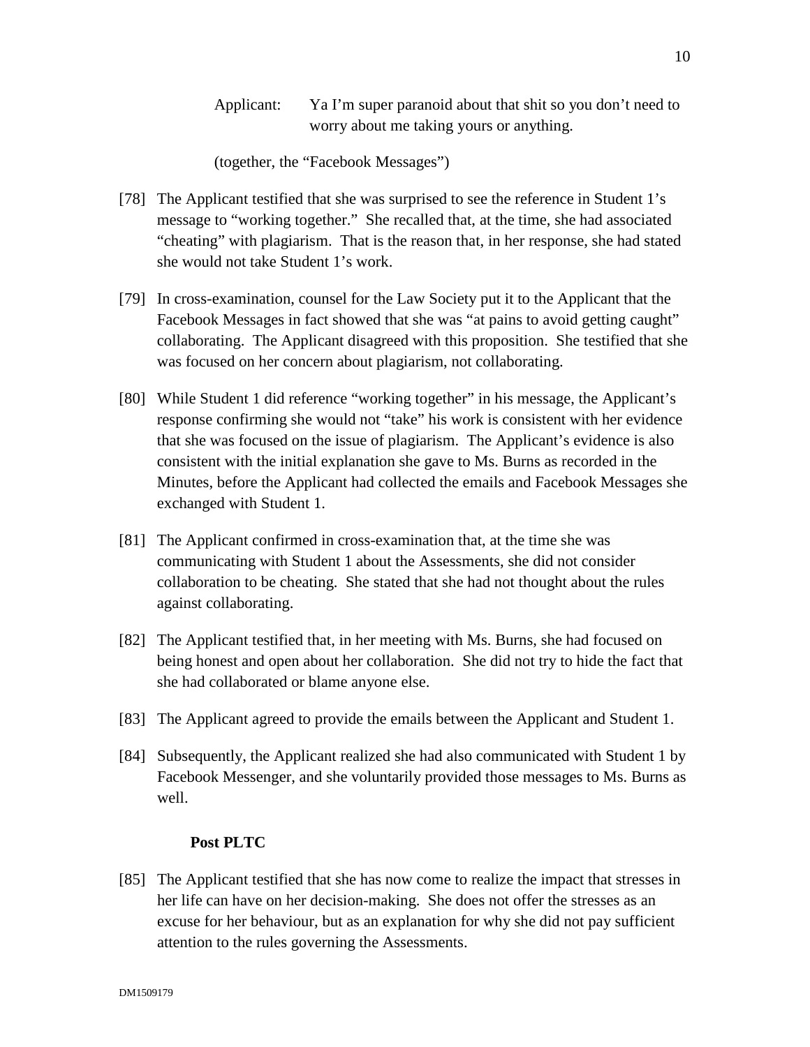Applicant: Ya I'm super paranoid about that shit so you don't need to worry about me taking yours or anything.

(together, the "Facebook Messages")

[78] The Applicant testified that she was surprised to see the reference in Student 1's message to "working together." She recalled that, at the time, she had associated "cheating" with plagiarism. That is the reason that, in her response, she had stated she would not take Student 1's work.

[79] In cross-examination, counsel for the Law Society put it to the Applicant that the Facebook Messages in fact showed that she was "at pains to avoid getting caught" collaborating. The Applicant disagreed with this proposition. She testified that she was focused on her concern about plagiarism, not collaborating.

[80] While Student 1 did reference "working together" in his message, the Applicant's response confirming she would not "take" his work is consistent with her evidence that she was focused on the issue of plagiarism. The Applicant's evidence is also consistent with the initial explanation she gave to Ms. Burns as recorded in the Minutes, before the Applicant had collected the emails and Facebook Messages she exchanged with Student 1.

[81] The Applicant confirmed in cross-examination that, at the time she was communicating with Student 1 about the Assessments, she did not consider collaboration to be cheating. She stated that she had not thought about the rules against collaborating.

[82] The Applicant testified that, in her meeting with Ms. Burns, she had focused on being honest and open about her collaboration. She did not try to hide the fact that she had collaborated or blame anyone else.

[83] The Applicant agreed to provide the emails between the Applicant and Student 1.

[84] Subsequently, the Applicant realized she had also communicated with Student 1 by Facebook Messenger, and she voluntarily provided those messages to Ms. Burns as well.

**Post PLTC**

[85] The Applicant testified that she has now come to realize the impact that stresses in her life can have on her decision-making. She does not offer the stresses as an excuse for her behaviour, but as an explanation for why she did not pay sufficient attention to the rules governing the Assessments.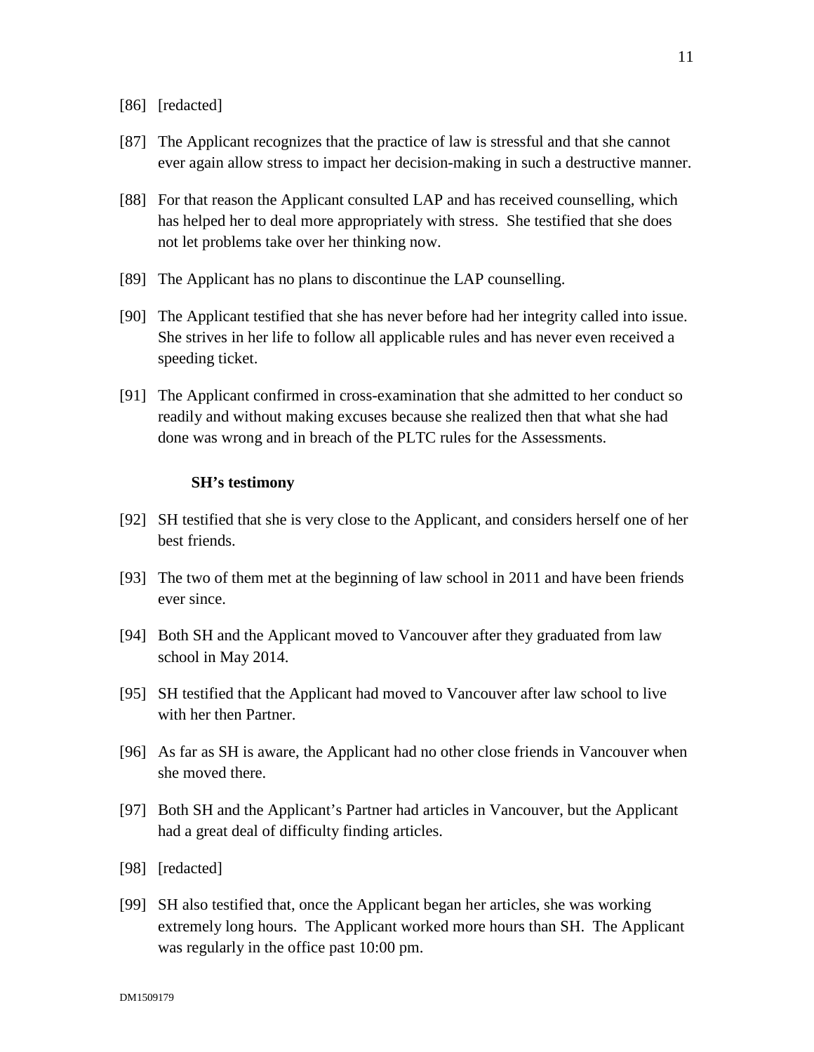[86] [redacted]

[87] The Applicant recognizes that the practice of law is stressful and that she cannot ever again allow stress to impact her decision-making in such a destructive manner.

[88] For that reason the Applicant consulted LAP and has received counselling, which has helped her to deal more appropriately with stress. She testified that she does not let problems take over her thinking now.

[89] The Applicant has no plans to discontinue the LAP counselling.

[90] The Applicant testified that she has never before had her integrity called into issue. She strives in her life to follow all applicable rules and has never even received a speeding ticket.

[91] The Applicant confirmed in cross-examination that she admitted to her conduct so readily and without making excuses because she realized then that what she had done was wrong and in breach of the PLTC rules for the Assessments.

**SH's testimony**

[92] SH testified that she is very close to the Applicant, and considers herself one of her best friends.

[93] The two of them met at the beginning of law school in 2011 and have been friends ever since.

[94] Both SH and the Applicant moved to Vancouver after they graduated from law school in May 2014.

[95] SH testified that the Applicant had moved to Vancouver after law school to live with her then Partner.

[96] As far as SH is aware, the Applicant had no other close friends in Vancouver when she moved there.

[97] Both SH and the Applicant's Partner had articles in Vancouver, but the Applicant had a great deal of difficulty finding articles.

[98] [redacted]

[99] SH also testified that, once the Applicant began her articles, she was working extremely long hours. The Applicant worked more hours than SH. The Applicant was regularly in the office past 10:00 pm.

DM1509179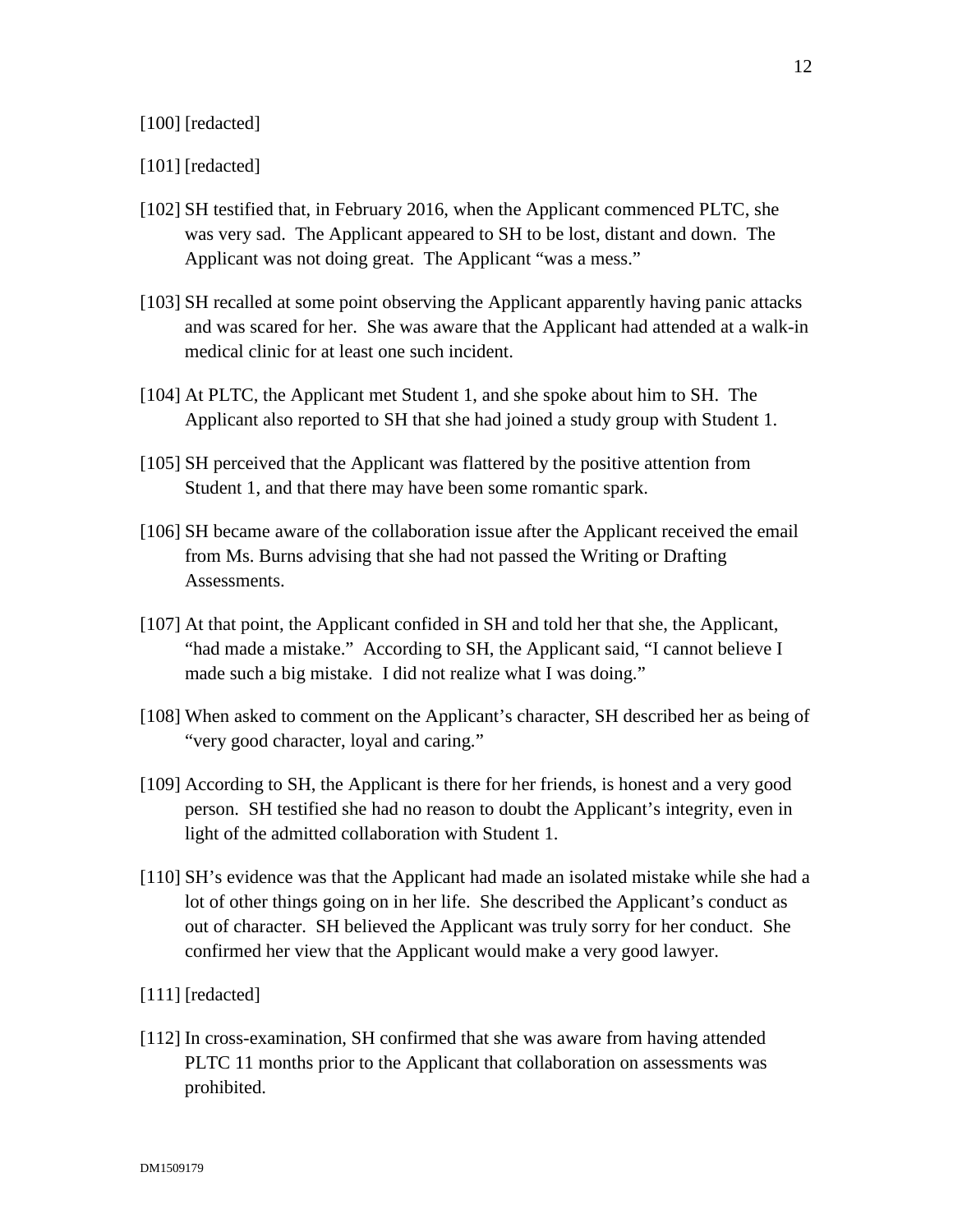[100] [redacted]

[101] [redacted]

[102] SH testified that, in February 2016, when the Applicant commenced PLTC, she was very sad. The Applicant appeared to SH to be lost, distant and down. The Applicant was not doing great. The Applicant "was a mess."

[103] SH recalled at some point observing the Applicant apparently having panic attacks and was scared for her. She was aware that the Applicant had attended at a walk-in medical clinic for at least one such incident.

[104] At PLTC, the Applicant met Student 1, and she spoke about him to SH. The Applicant also reported to SH that she had joined a study group with Student 1.

[105] SH perceived that the Applicant was flattered by the positive attention from Student 1, and that there may have been some romantic spark.

[106] SH became aware of the collaboration issue after the Applicant received the email from Ms. Burns advising that she had not passed the Writing or Drafting Assessments.

[107] At that point, the Applicant confided in SH and told her that she, the Applicant, "had made a mistake." According to SH, the Applicant said, "I cannot believe I made such a big mistake. I did not realize what I was doing."

[108] When asked to comment on the Applicant's character, SH described her as being of "very good character, loyal and caring."

[109] According to SH, the Applicant is there for her friends, is honest and a very good person. SH testified she had no reason to doubt the Applicant's integrity, even in light of the admitted collaboration with Student 1.

[110] SH's evidence was that the Applicant had made an isolated mistake while she had a lot of other things going on in her life. She described the Applicant's conduct as out of character. SH believed the Applicant was truly sorry for her conduct. She confirmed her view that the Applicant would make a very good lawyer.

[111] [redacted]

[112] In cross-examination, SH confirmed that she was aware from having attended PLTC 11 months prior to the Applicant that collaboration on assessments was prohibited.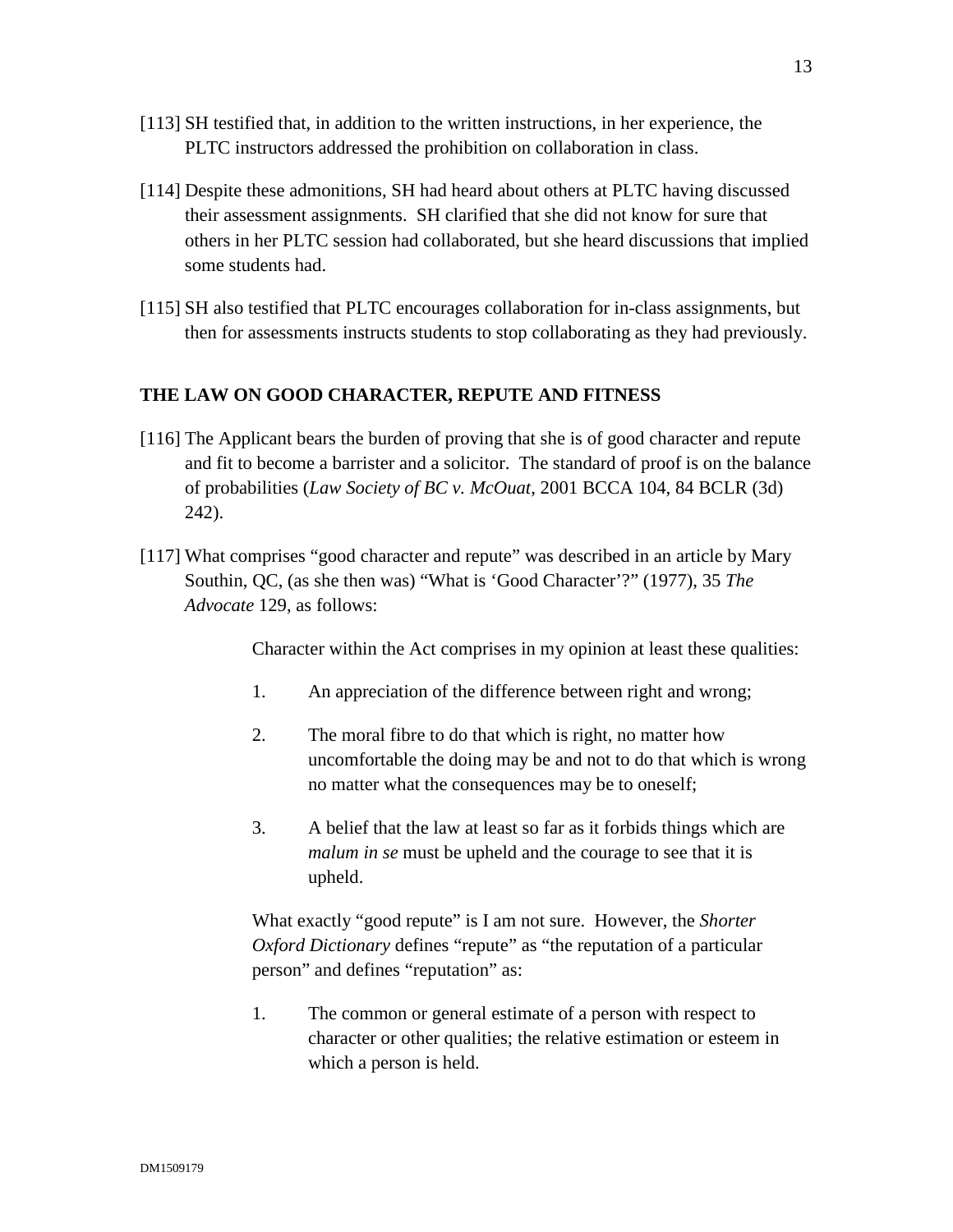[113] SH testified that, in addition to the written instructions, in her experience, the PLTC instructors addressed the prohibition on collaboration in class.

[114] Despite these admonitions, SH had heard about others at PLTC having discussed their assessment assignments. SH clarified that she did not know for sure that others in her PLTC session had collaborated, but she heard discussions that implied some students had.

[115] SH also testified that PLTC encourages collaboration for in-class assignments, but then for assessments instructs students to stop collaborating as they had previously.

## THE LAW ON GOOD CHARACTER, REPUTE AND FITNESS

[116] The Applicant bears the burden of proving that she is of good character and repute and fit to become a barrister and a solicitor. The standard of proof is on the balance of probabilities (*Law Society of BC v. McOuat*, 2001 BCCA 104, 84 BCLR (3d) 242).

[117] What comprises "good character and repute" was described in an article by Mary Southin, QC, (as she then was) "What is 'Good Character'?" (1977), 35 *The Advocate* 129, as follows:

> Character within the Act comprises in my opinion at least these qualities:
>
> 1. An appreciation of the difference between right and wrong;
> 2. The moral fibre to do that which is right, no matter how uncomfortable the doing may be and not to do that which is wrong no matter what the consequences may be to oneself;
> 3. A belief that the law at least so far as it forbids things which are *malum in se* must be upheld and the courage to see that it is upheld.
>
> What exactly "good repute" is I am not sure. However, the *Shorter Oxford Dictionary* defines "repute" as "the reputation of a particular person" and defines "reputation" as:
>
> 1. The common or general estimate of a person with respect to character or other qualities; the relative estimation or esteem in which a person is held.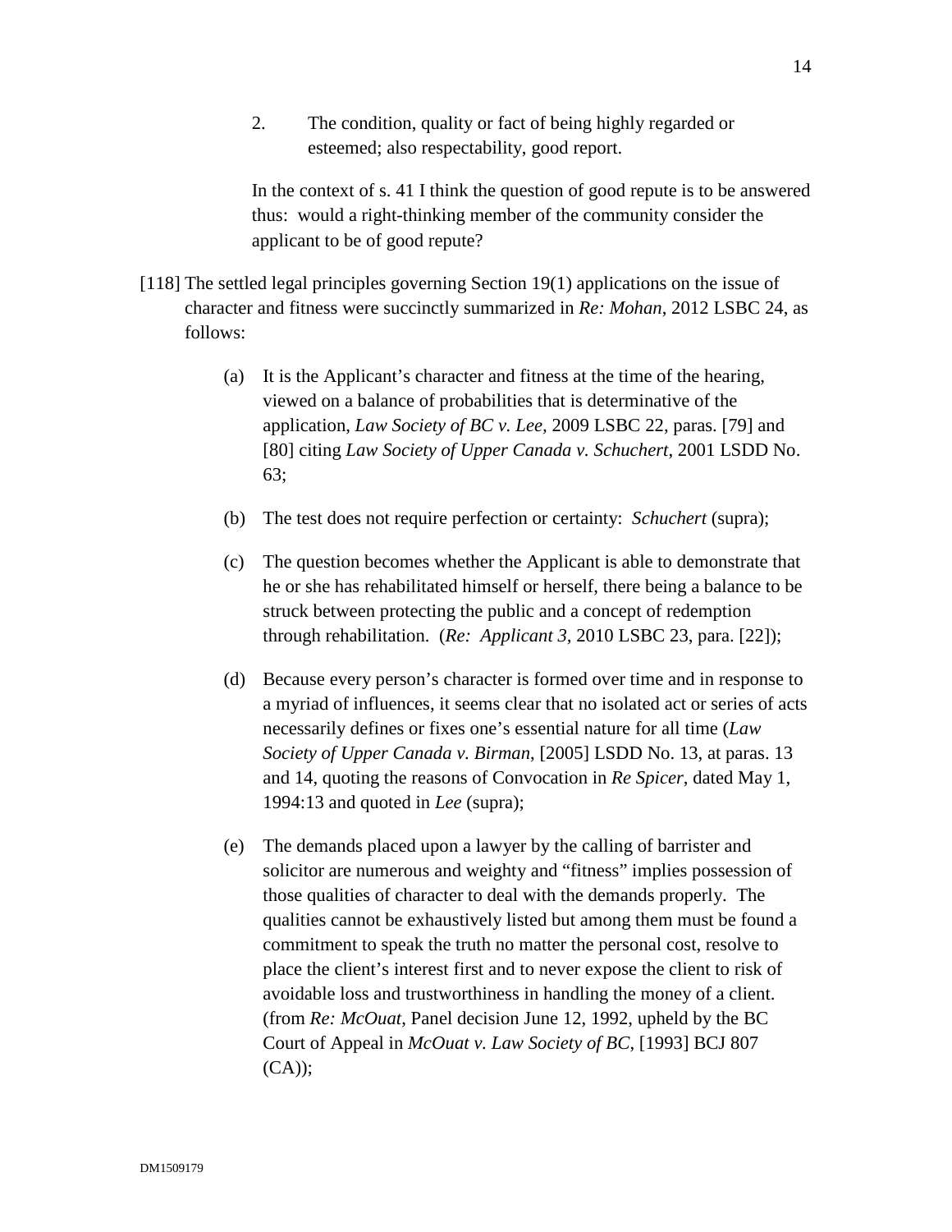> 2. The condition, quality or fact of being highly regarded or esteemed; also respectability, good report.
>
> In the context of s. 41 I think the question of good repute is to be answered thus: would a right-thinking member of the community consider the applicant to be of good repute?

[118] The settled legal principles governing Section 19(1) applications on the issue of character and fitness were succinctly summarized in *Re: Mohan*, 2012 LSBC 24, as follows:

> (a) It is the Applicant's character and fitness at the time of the hearing, viewed on a balance of probabilities that is determinative of the application, *Law Society of BC v. Lee,* 2009 LSBC 22, paras. [79] and [80] citing *Law Society of Upper Canada v. Schuchert*, 2001 LSDD No. 63;
>
> (b) The test does not require perfection or certainty: *Schuchert* (supra);
>
> (c) The question becomes whether the Applicant is able to demonstrate that he or she has rehabilitated himself or herself, there being a balance to be struck between protecting the public and a concept of redemption through rehabilitation. (*Re: Applicant 3,* 2010 LSBC 23, para. [22]);
>
> (d) Because every person's character is formed over time and in response to a myriad of influences, it seems clear that no isolated act or series of acts necessarily defines or fixes one's essential nature for all time (*Law Society of Upper Canada v. Birman*, [2005] LSDD No. 13, at paras. 13 and 14, quoting the reasons of Convocation in *Re Spicer*, dated May 1, 1994:13 and quoted in *Lee* (supra);
>
> (e) The demands placed upon a lawyer by the calling of barrister and solicitor are numerous and weighty and "fitness" implies possession of those qualities of character to deal with the demands properly. The qualities cannot be exhaustively listed but among them must be found a commitment to speak the truth no matter the personal cost, resolve to place the client's interest first and to never expose the client to risk of avoidable loss and trustworthiness in handling the money of a client. (from *Re: McOuat*, Panel decision June 12, 1992, upheld by the BC Court of Appeal in *McOuat v. Law Society of BC,* [1993] BCJ 807 (CA));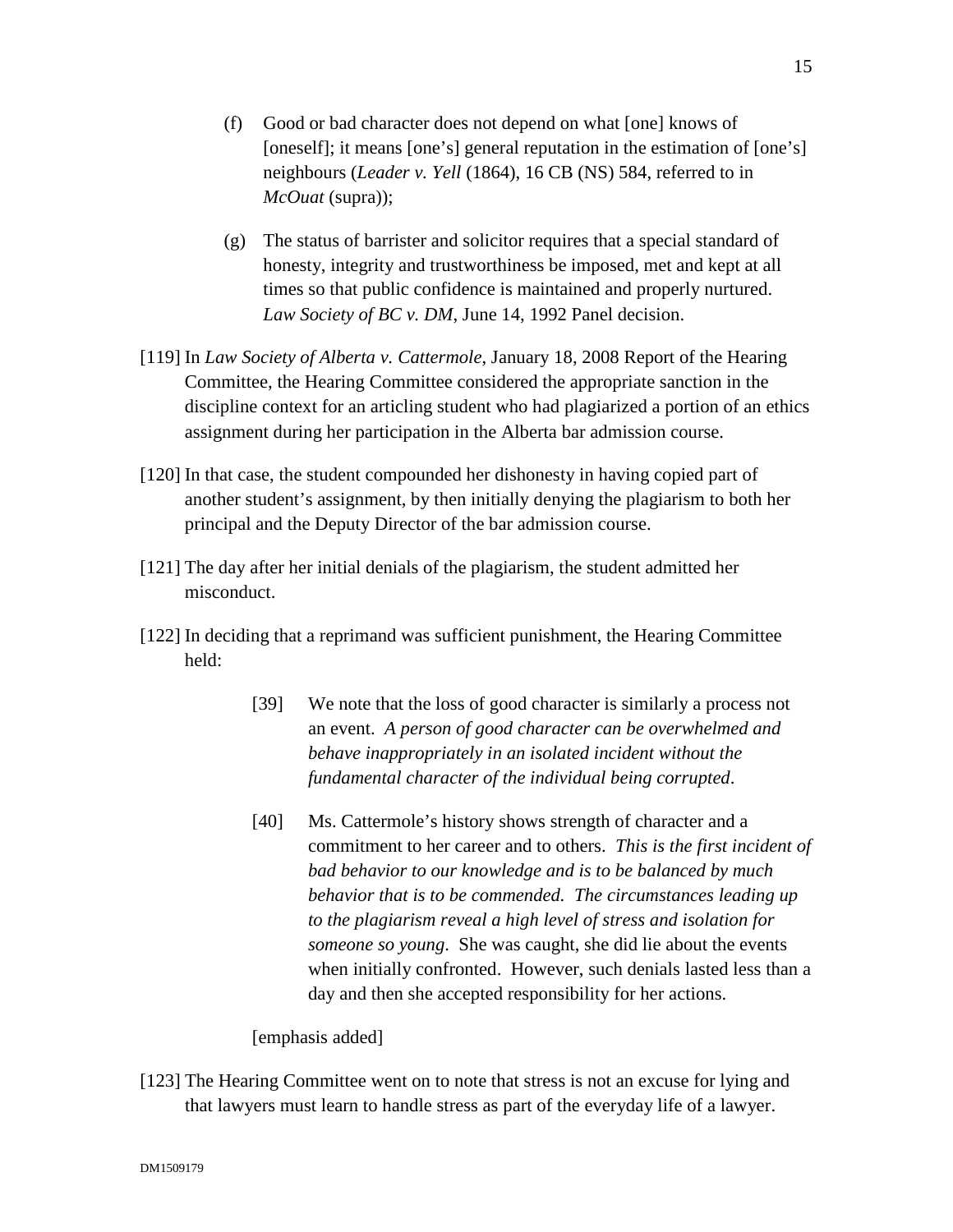(f) Good or bad character does not depend on what [one] knows of [oneself]; it means [one's] general reputation in the estimation of [one's] neighbours (*Leader v. Yell* (1864), 16 CB (NS) 584, referred to in *McOuat* (supra));

(g) The status of barrister and solicitor requires that a special standard of honesty, integrity and trustworthiness be imposed, met and kept at all times so that public confidence is maintained and properly nurtured. *Law Society of BC v. DM*, June 14, 1992 Panel decision.

[119] In *Law Society of Alberta v. Cattermole*, January 18, 2008 Report of the Hearing Committee, the Hearing Committee considered the appropriate sanction in the discipline context for an articling student who had plagiarized a portion of an ethics assignment during her participation in the Alberta bar admission course.

[120] In that case, the student compounded her dishonesty in having copied part of another student's assignment, by then initially denying the plagiarism to both her principal and the Deputy Director of the bar admission course.

[121] The day after her initial denials of the plagiarism, the student admitted her misconduct.

[122] In deciding that a reprimand was sufficient punishment, the Hearing Committee held:

> [39] We note that the loss of good character is similarly a process not an event. *A person of good character can be overwhelmed and behave inappropriately in an isolated incident without the fundamental character of the individual being corrupted*.
>
> [40] Ms. Cattermole's history shows strength of character and a commitment to her career and to others. *This is the first incident of bad behavior to our knowledge and is to be balanced by much behavior that is to be commended. The circumstances leading up to the plagiarism reveal a high level of stress and isolation for someone so young*. She was caught, she did lie about the events when initially confronted. However, such denials lasted less than a day and then she accepted responsibility for her actions.

[emphasis added]

[123] The Hearing Committee went on to note that stress is not an excuse for lying and that lawyers must learn to handle stress as part of the everyday life of a lawyer.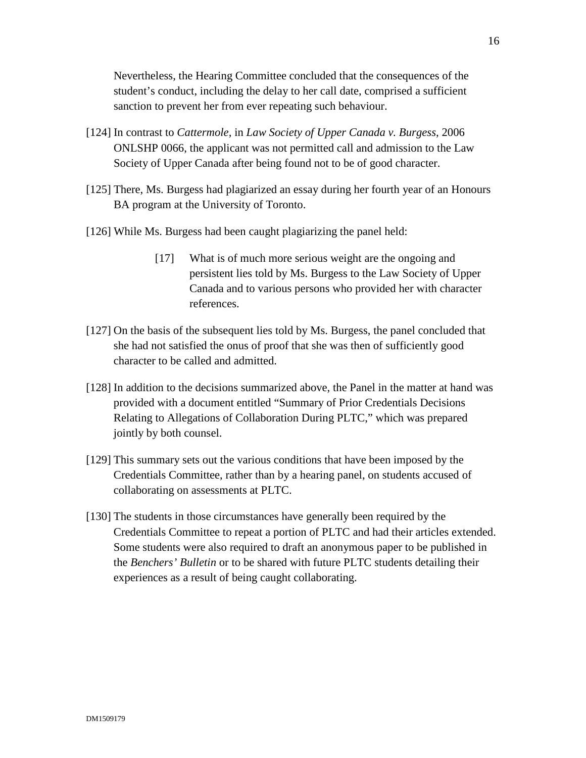Nevertheless, the Hearing Committee concluded that the consequences of the student's conduct, including the delay to her call date, comprised a sufficient sanction to prevent her from ever repeating such behaviour.

[124] In contrast to *Cattermole,* in *Law Society of Upper Canada v. Burgess*, 2006 ONLSHP 0066, the applicant was not permitted call and admission to the Law Society of Upper Canada after being found not to be of good character.

[125] There, Ms. Burgess had plagiarized an essay during her fourth year of an Honours BA program at the University of Toronto.

[126] While Ms. Burgess had been caught plagiarizing the panel held:

> [17] What is of much more serious weight are the ongoing and persistent lies told by Ms. Burgess to the Law Society of Upper Canada and to various persons who provided her with character references.

[127] On the basis of the subsequent lies told by Ms. Burgess, the panel concluded that she had not satisfied the onus of proof that she was then of sufficiently good character to be called and admitted.

[128] In addition to the decisions summarized above, the Panel in the matter at hand was provided with a document entitled "Summary of Prior Credentials Decisions Relating to Allegations of Collaboration During PLTC," which was prepared jointly by both counsel.

[129] This summary sets out the various conditions that have been imposed by the Credentials Committee, rather than by a hearing panel, on students accused of collaborating on assessments at PLTC.

[130] The students in those circumstances have generally been required by the Credentials Committee to repeat a portion of PLTC and had their articles extended. Some students were also required to draft an anonymous paper to be published in the *Benchers' Bulletin* or to be shared with future PLTC students detailing their experiences as a result of being caught collaborating.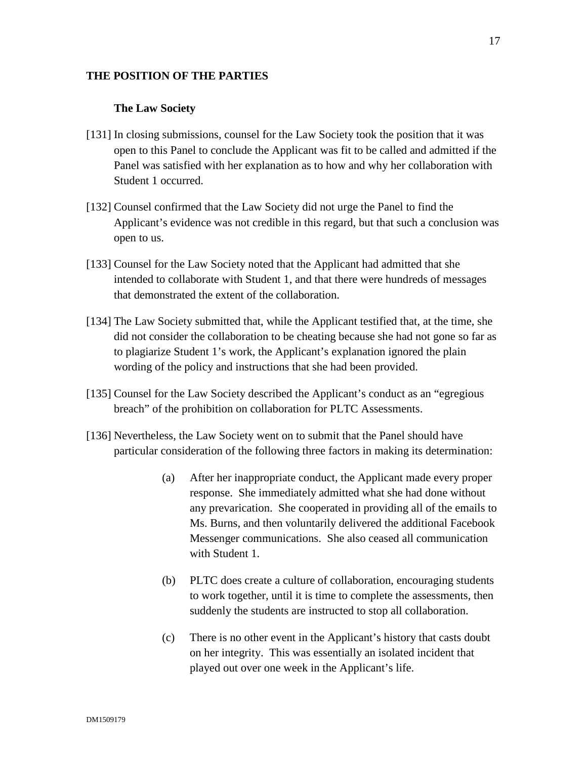## THE POSITION OF THE PARTIES

### The Law Society

[131] In closing submissions, counsel for the Law Society took the position that it was open to this Panel to conclude the Applicant was fit to be called and admitted if the Panel was satisfied with her explanation as to how and why her collaboration with Student 1 occurred.

[132] Counsel confirmed that the Law Society did not urge the Panel to find the Applicant's evidence was not credible in this regard, but that such a conclusion was open to us.

[133] Counsel for the Law Society noted that the Applicant had admitted that she intended to collaborate with Student 1, and that there were hundreds of messages that demonstrated the extent of the collaboration.

[134] The Law Society submitted that, while the Applicant testified that, at the time, she did not consider the collaboration to be cheating because she had not gone so far as to plagiarize Student 1's work, the Applicant's explanation ignored the plain wording of the policy and instructions that she had been provided.

[135] Counsel for the Law Society described the Applicant's conduct as an "egregious breach" of the prohibition on collaboration for PLTC Assessments.

[136] Nevertheless, the Law Society went on to submit that the Panel should have particular consideration of the following three factors in making its determination:

(a) After her inappropriate conduct, the Applicant made every proper response. She immediately admitted what she had done without any prevarication. She cooperated in providing all of the emails to Ms. Burns, and then voluntarily delivered the additional Facebook Messenger communications. She also ceased all communication with Student 1.

(b) PLTC does create a culture of collaboration, encouraging students to work together, until it is time to complete the assessments, then suddenly the students are instructed to stop all collaboration.

(c) There is no other event in the Applicant's history that casts doubt on her integrity. This was essentially an isolated incident that played out over one week in the Applicant's life.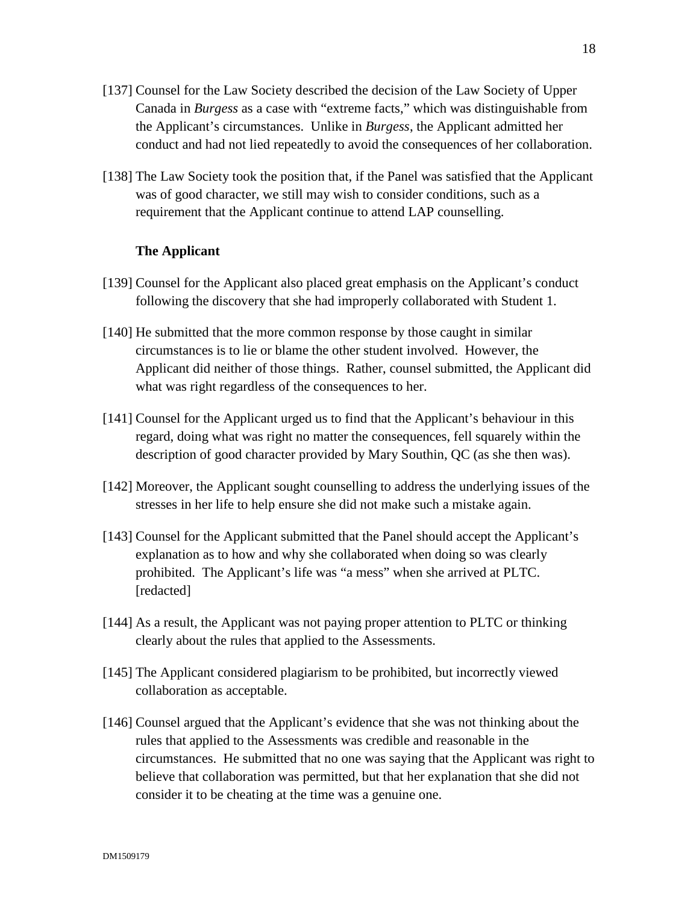[137] Counsel for the Law Society described the decision of the Law Society of Upper Canada in *Burgess* as a case with "extreme facts," which was distinguishable from the Applicant's circumstances. Unlike in *Burgess*, the Applicant admitted her conduct and had not lied repeatedly to avoid the consequences of her collaboration.

[138] The Law Society took the position that, if the Panel was satisfied that the Applicant was of good character, we still may wish to consider conditions, such as a requirement that the Applicant continue to attend LAP counselling.

**The Applicant**

[139] Counsel for the Applicant also placed great emphasis on the Applicant's conduct following the discovery that she had improperly collaborated with Student 1.

[140] He submitted that the more common response by those caught in similar circumstances is to lie or blame the other student involved. However, the Applicant did neither of those things. Rather, counsel submitted, the Applicant did what was right regardless of the consequences to her.

[141] Counsel for the Applicant urged us to find that the Applicant's behaviour in this regard, doing what was right no matter the consequences, fell squarely within the description of good character provided by Mary Southin, QC (as she then was).

[142] Moreover, the Applicant sought counselling to address the underlying issues of the stresses in her life to help ensure she did not make such a mistake again.

[143] Counsel for the Applicant submitted that the Panel should accept the Applicant's explanation as to how and why she collaborated when doing so was clearly prohibited. The Applicant's life was "a mess" when she arrived at PLTC. [redacted]

[144] As a result, the Applicant was not paying proper attention to PLTC or thinking clearly about the rules that applied to the Assessments.

[145] The Applicant considered plagiarism to be prohibited, but incorrectly viewed collaboration as acceptable.

[146] Counsel argued that the Applicant's evidence that she was not thinking about the rules that applied to the Assessments was credible and reasonable in the circumstances. He submitted that no one was saying that the Applicant was right to believe that collaboration was permitted, but that her explanation that she did not consider it to be cheating at the time was a genuine one.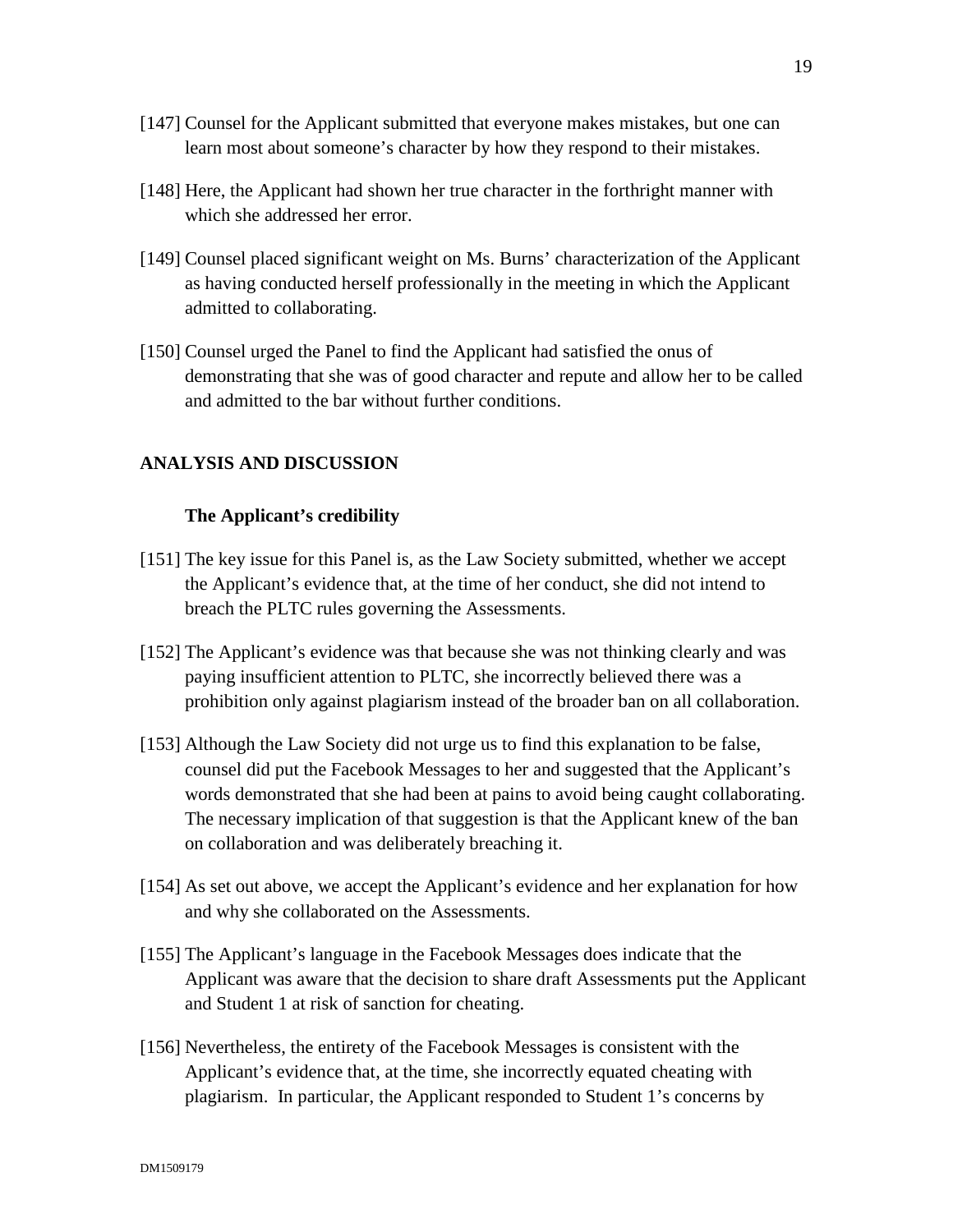[147] Counsel for the Applicant submitted that everyone makes mistakes, but one can learn most about someone's character by how they respond to their mistakes.

[148] Here, the Applicant had shown her true character in the forthright manner with which she addressed her error.

[149] Counsel placed significant weight on Ms. Burns' characterization of the Applicant as having conducted herself professionally in the meeting in which the Applicant admitted to collaborating.

[150] Counsel urged the Panel to find the Applicant had satisfied the onus of demonstrating that she was of good character and repute and allow her to be called and admitted to the bar without further conditions.

## ANALYSIS AND DISCUSSION

### The Applicant's credibility

[151] The key issue for this Panel is, as the Law Society submitted, whether we accept the Applicant's evidence that, at the time of her conduct, she did not intend to breach the PLTC rules governing the Assessments.

[152] The Applicant's evidence was that because she was not thinking clearly and was paying insufficient attention to PLTC, she incorrectly believed there was a prohibition only against plagiarism instead of the broader ban on all collaboration.

[153] Although the Law Society did not urge us to find this explanation to be false, counsel did put the Facebook Messages to her and suggested that the Applicant's words demonstrated that she had been at pains to avoid being caught collaborating. The necessary implication of that suggestion is that the Applicant knew of the ban on collaboration and was deliberately breaching it.

[154] As set out above, we accept the Applicant's evidence and her explanation for how and why she collaborated on the Assessments.

[155] The Applicant's language in the Facebook Messages does indicate that the Applicant was aware that the decision to share draft Assessments put the Applicant and Student 1 at risk of sanction for cheating.

[156] Nevertheless, the entirety of the Facebook Messages is consistent with the Applicant's evidence that, at the time, she incorrectly equated cheating with plagiarism. In particular, the Applicant responded to Student 1's concerns by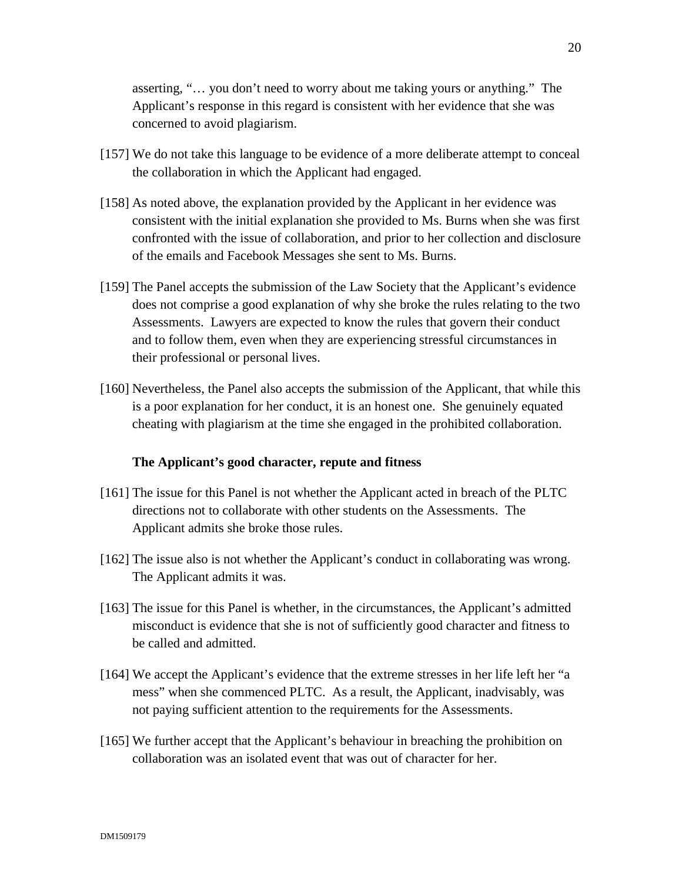asserting, "… you don't need to worry about me taking yours or anything." The Applicant's response in this regard is consistent with her evidence that she was concerned to avoid plagiarism.

[157] We do not take this language to be evidence of a more deliberate attempt to conceal the collaboration in which the Applicant had engaged.

[158] As noted above, the explanation provided by the Applicant in her evidence was consistent with the initial explanation she provided to Ms. Burns when she was first confronted with the issue of collaboration, and prior to her collection and disclosure of the emails and Facebook Messages she sent to Ms. Burns.

[159] The Panel accepts the submission of the Law Society that the Applicant's evidence does not comprise a good explanation of why she broke the rules relating to the two Assessments. Lawyers are expected to know the rules that govern their conduct and to follow them, even when they are experiencing stressful circumstances in their professional or personal lives.

[160] Nevertheless, the Panel also accepts the submission of the Applicant, that while this is a poor explanation for her conduct, it is an honest one. She genuinely equated cheating with plagiarism at the time she engaged in the prohibited collaboration.

**The Applicant's good character, repute and fitness**

[161] The issue for this Panel is not whether the Applicant acted in breach of the PLTC directions not to collaborate with other students on the Assessments. The Applicant admits she broke those rules.

[162] The issue also is not whether the Applicant's conduct in collaborating was wrong. The Applicant admits it was.

[163] The issue for this Panel is whether, in the circumstances, the Applicant's admitted misconduct is evidence that she is not of sufficiently good character and fitness to be called and admitted.

[164] We accept the Applicant's evidence that the extreme stresses in her life left her "a mess" when she commenced PLTC. As a result, the Applicant, inadvisably, was not paying sufficient attention to the requirements for the Assessments.

[165] We further accept that the Applicant's behaviour in breaching the prohibition on collaboration was an isolated event that was out of character for her.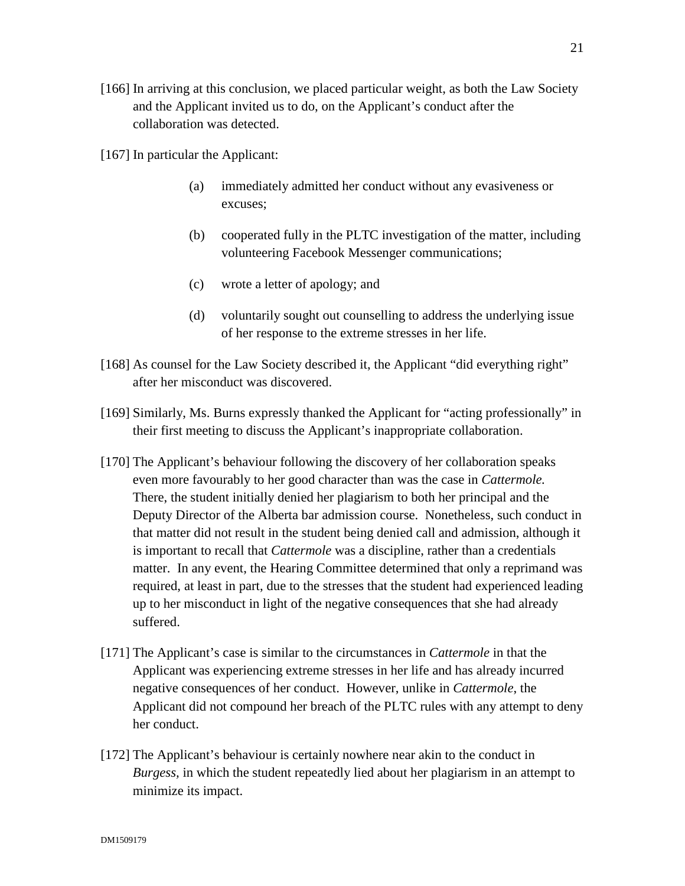[166] In arriving at this conclusion, we placed particular weight, as both the Law Society and the Applicant invited us to do, on the Applicant's conduct after the collaboration was detected.

[167] In particular the Applicant:

(a) immediately admitted her conduct without any evasiveness or excuses;

(b) cooperated fully in the PLTC investigation of the matter, including volunteering Facebook Messenger communications;

(c) wrote a letter of apology; and

(d) voluntarily sought out counselling to address the underlying issue of her response to the extreme stresses in her life.

[168] As counsel for the Law Society described it, the Applicant "did everything right" after her misconduct was discovered.

[169] Similarly, Ms. Burns expressly thanked the Applicant for "acting professionally" in their first meeting to discuss the Applicant's inappropriate collaboration.

[170] The Applicant's behaviour following the discovery of her collaboration speaks even more favourably to her good character than was the case in *Cattermole.* There, the student initially denied her plagiarism to both her principal and the Deputy Director of the Alberta bar admission course. Nonetheless, such conduct in that matter did not result in the student being denied call and admission, although it is important to recall that *Cattermole* was a discipline, rather than a credentials matter. In any event, the Hearing Committee determined that only a reprimand was required, at least in part, due to the stresses that the student had experienced leading up to her misconduct in light of the negative consequences that she had already suffered.

[171] The Applicant's case is similar to the circumstances in *Cattermole* in that the Applicant was experiencing extreme stresses in her life and has already incurred negative consequences of her conduct. However, unlike in *Cattermole*, the Applicant did not compound her breach of the PLTC rules with any attempt to deny her conduct.

[172] The Applicant's behaviour is certainly nowhere near akin to the conduct in *Burgess,* in which the student repeatedly lied about her plagiarism in an attempt to minimize its impact.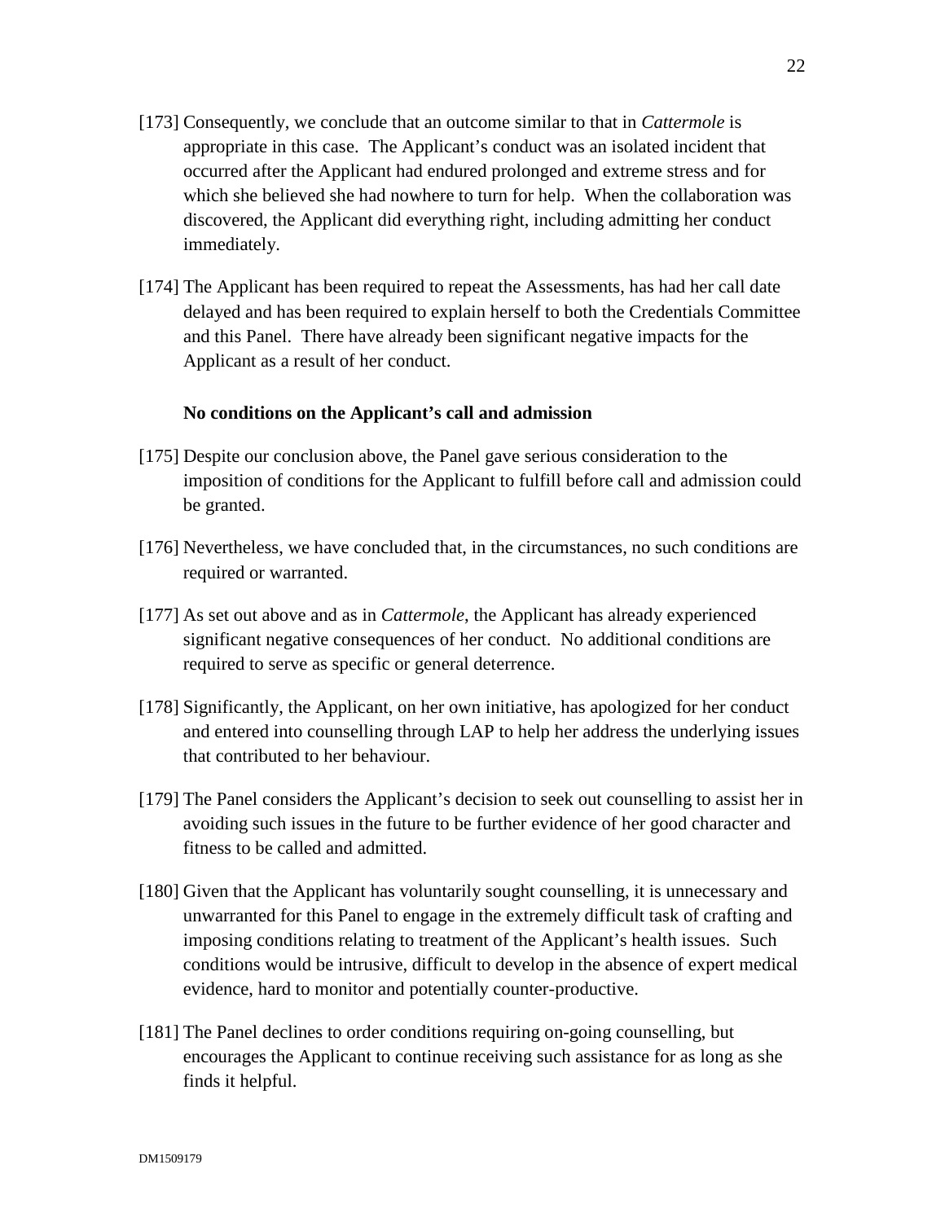[173] Consequently, we conclude that an outcome similar to that in *Cattermole* is appropriate in this case. The Applicant's conduct was an isolated incident that occurred after the Applicant had endured prolonged and extreme stress and for which she believed she had nowhere to turn for help. When the collaboration was discovered, the Applicant did everything right, including admitting her conduct immediately.

[174] The Applicant has been required to repeat the Assessments, has had her call date delayed and has been required to explain herself to both the Credentials Committee and this Panel. There have already been significant negative impacts for the Applicant as a result of her conduct.

**No conditions on the Applicant's call and admission**

[175] Despite our conclusion above, the Panel gave serious consideration to the imposition of conditions for the Applicant to fulfill before call and admission could be granted.

[176] Nevertheless, we have concluded that, in the circumstances, no such conditions are required or warranted.

[177] As set out above and as in *Cattermole*, the Applicant has already experienced significant negative consequences of her conduct. No additional conditions are required to serve as specific or general deterrence.

[178] Significantly, the Applicant, on her own initiative, has apologized for her conduct and entered into counselling through LAP to help her address the underlying issues that contributed to her behaviour.

[179] The Panel considers the Applicant's decision to seek out counselling to assist her in avoiding such issues in the future to be further evidence of her good character and fitness to be called and admitted.

[180] Given that the Applicant has voluntarily sought counselling, it is unnecessary and unwarranted for this Panel to engage in the extremely difficult task of crafting and imposing conditions relating to treatment of the Applicant's health issues. Such conditions would be intrusive, difficult to develop in the absence of expert medical evidence, hard to monitor and potentially counter-productive.

[181] The Panel declines to order conditions requiring on-going counselling, but encourages the Applicant to continue receiving such assistance for as long as she finds it helpful.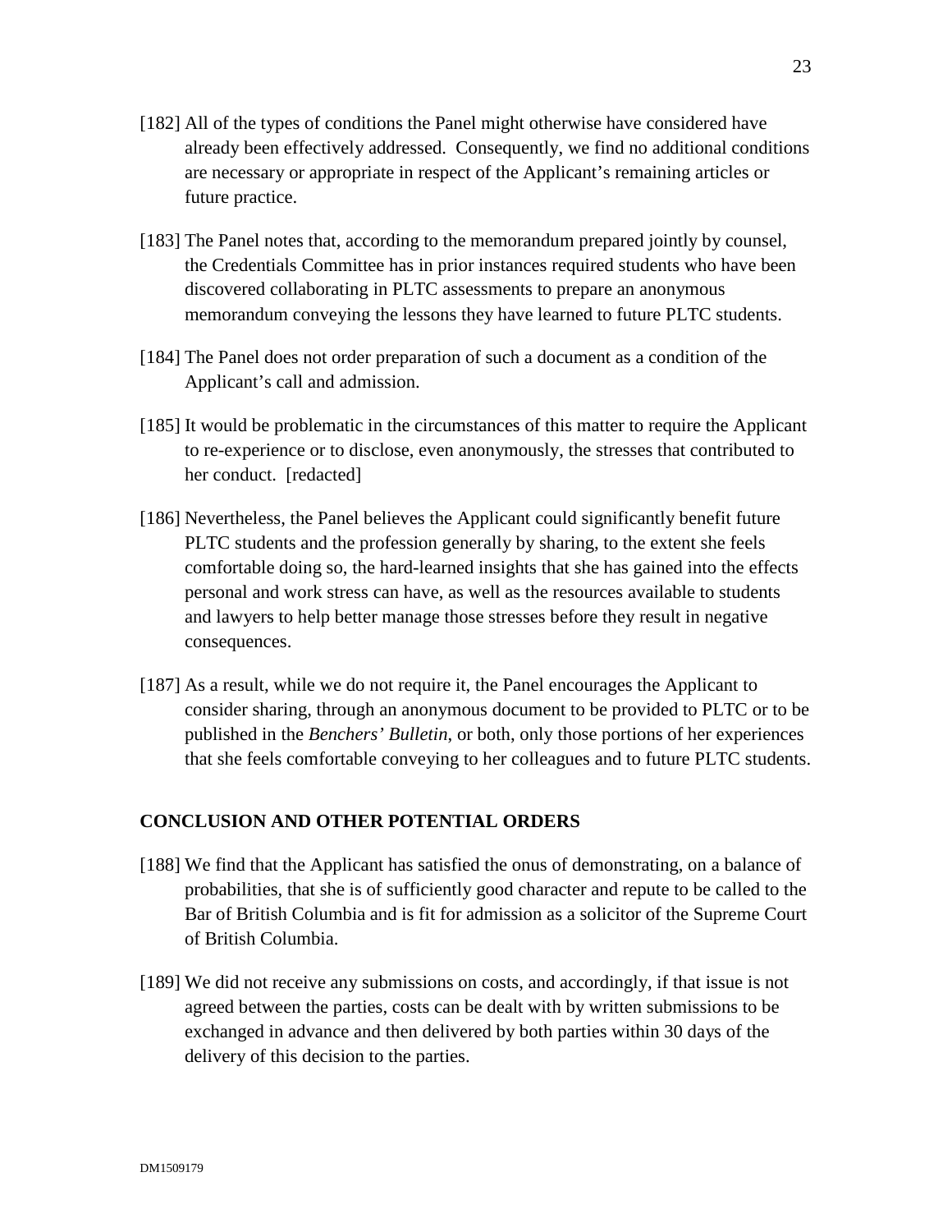[182] All of the types of conditions the Panel might otherwise have considered have already been effectively addressed. Consequently, we find no additional conditions are necessary or appropriate in respect of the Applicant's remaining articles or future practice.

[183] The Panel notes that, according to the memorandum prepared jointly by counsel, the Credentials Committee has in prior instances required students who have been discovered collaborating in PLTC assessments to prepare an anonymous memorandum conveying the lessons they have learned to future PLTC students.

[184] The Panel does not order preparation of such a document as a condition of the Applicant's call and admission.

[185] It would be problematic in the circumstances of this matter to require the Applicant to re-experience or to disclose, even anonymously, the stresses that contributed to her conduct. [redacted]

[186] Nevertheless, the Panel believes the Applicant could significantly benefit future PLTC students and the profession generally by sharing, to the extent she feels comfortable doing so, the hard-learned insights that she has gained into the effects personal and work stress can have, as well as the resources available to students and lawyers to help better manage those stresses before they result in negative consequences.

[187] As a result, while we do not require it, the Panel encourages the Applicant to consider sharing, through an anonymous document to be provided to PLTC or to be published in the *Benchers' Bulletin*, or both, only those portions of her experiences that she feels comfortable conveying to her colleagues and to future PLTC students.

## CONCLUSION AND OTHER POTENTIAL ORDERS

[188] We find that the Applicant has satisfied the onus of demonstrating, on a balance of probabilities, that she is of sufficiently good character and repute to be called to the Bar of British Columbia and is fit for admission as a solicitor of the Supreme Court of British Columbia.

[189] We did not receive any submissions on costs, and accordingly, if that issue is not agreed between the parties, costs can be dealt with by written submissions to be exchanged in advance and then delivered by both parties within 30 days of the delivery of this decision to the parties.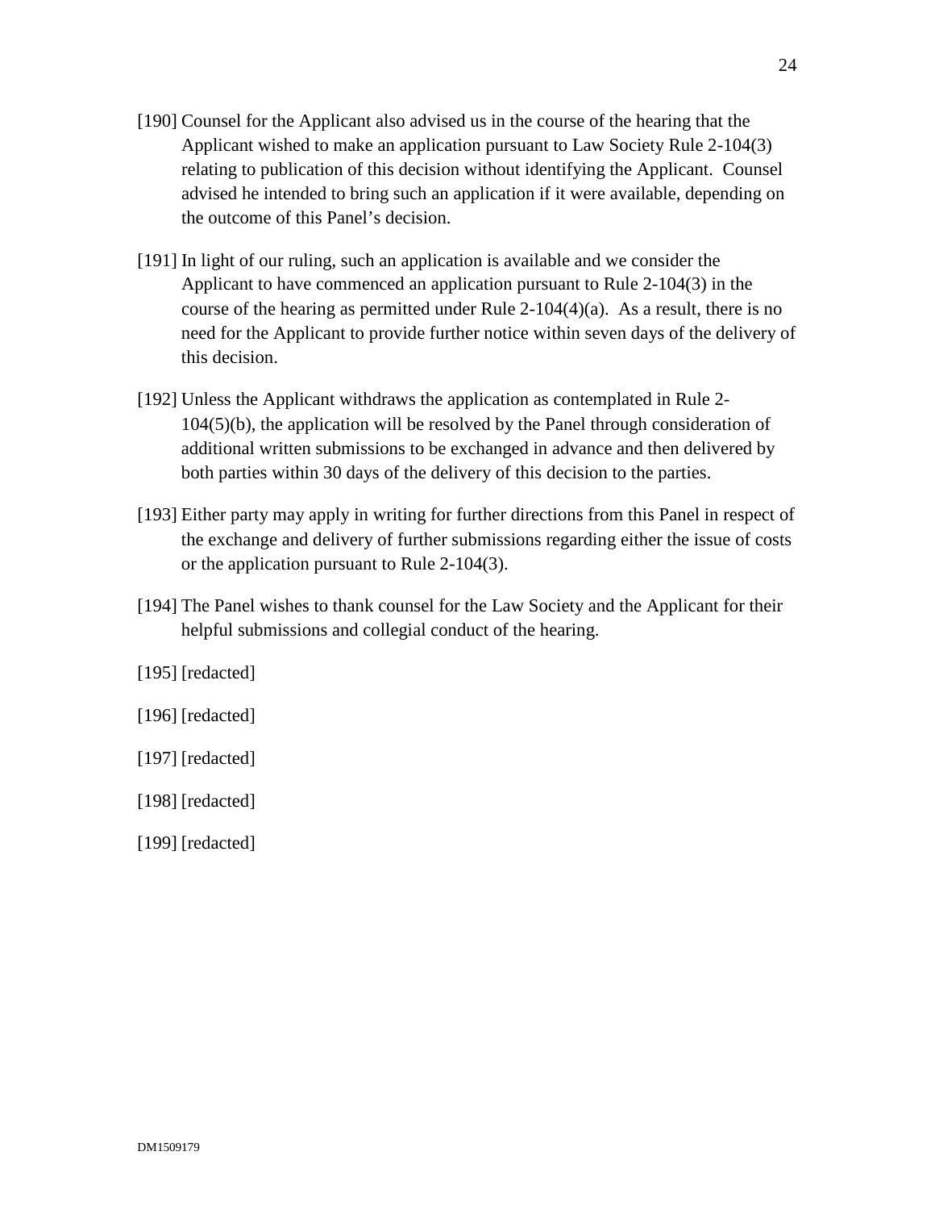[190] Counsel for the Applicant also advised us in the course of the hearing that the Applicant wished to make an application pursuant to Law Society Rule 2-104(3) relating to publication of this decision without identifying the Applicant. Counsel advised he intended to bring such an application if it were available, depending on the outcome of this Panel's decision.

[191] In light of our ruling, such an application is available and we consider the Applicant to have commenced an application pursuant to Rule 2-104(3) in the course of the hearing as permitted under Rule 2-104(4)(a). As a result, there is no need for the Applicant to provide further notice within seven days of the delivery of this decision.

[192] Unless the Applicant withdraws the application as contemplated in Rule 2-104(5)(b), the application will be resolved by the Panel through consideration of additional written submissions to be exchanged in advance and then delivered by both parties within 30 days of the delivery of this decision to the parties.

[193] Either party may apply in writing for further directions from this Panel in respect of the exchange and delivery of further submissions regarding either the issue of costs or the application pursuant to Rule 2-104(3).

[194] The Panel wishes to thank counsel for the Law Society and the Applicant for their helpful submissions and collegial conduct of the hearing.

[195] [redacted]

[196] [redacted]

[197] [redacted]

[198] [redacted]

[199] [redacted]

DM1509179